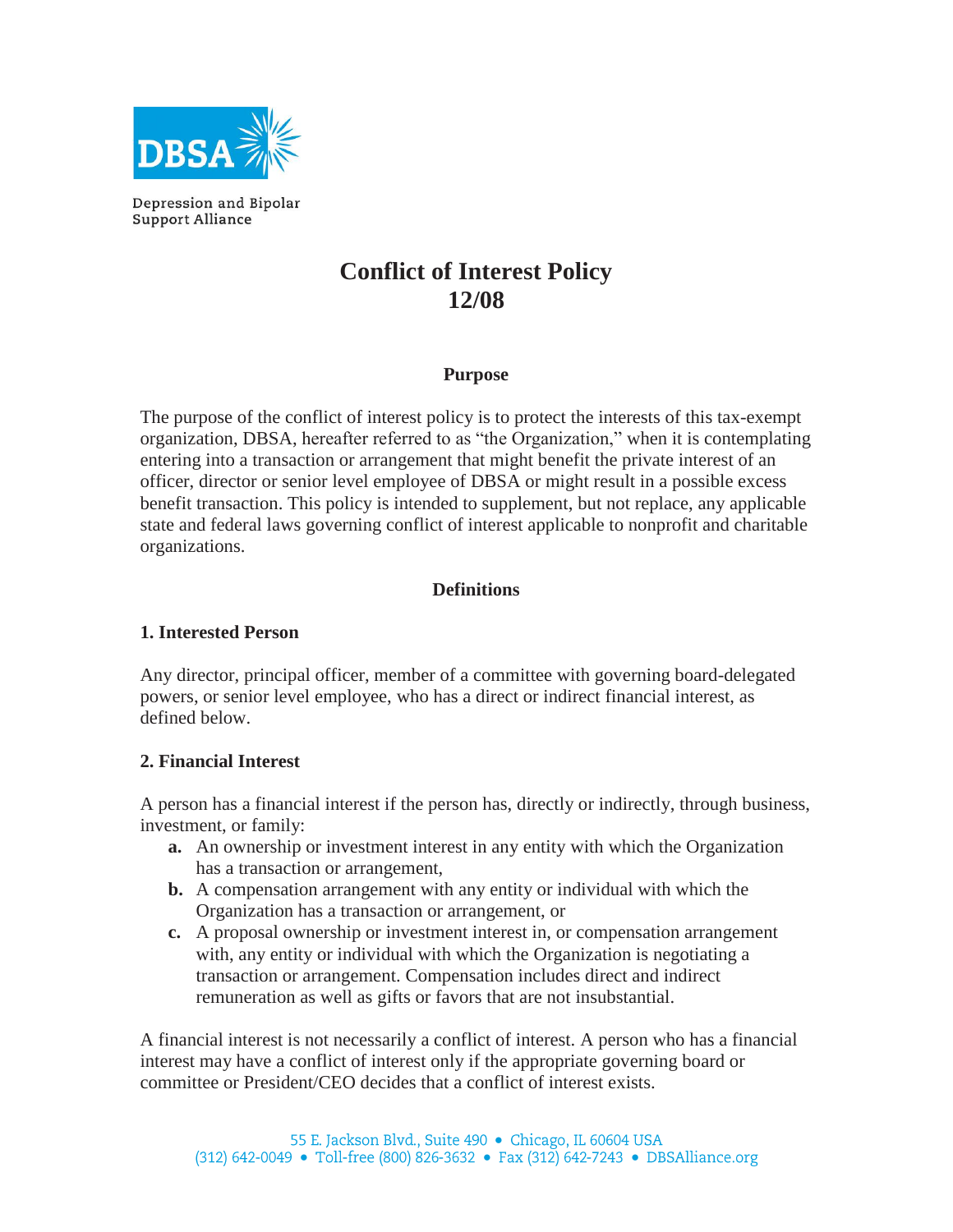Depression and Bipolar Support Alliance

# Conflict of Interest Policy 12/08

## Purpose

The purpose of the conflict of interest policy is to protect the interests of this tax-exempt organization, DBSA, hereafter referred to as "the Organization," when it is contemplating entering into a transaction or arrangement that might benefit the private interest of an officer, director or senior level employee of DBSA or might result in a possible excess benefit transaction. This policy is intended to supplement, but not replace, any applicable state and federal laws governing conflict of interest applicable to nonprofit and charitable organizations.

## Definitions

### 1. Interested Person

Any director, principal officer, member of a committee with governing board-delegated powers, or senior level employee, who has a direct or indirect financial interest, as defined below.

### 2. Financial Interest

A person has a financial interest if the person has, directly or indirectly, through business, investment, or family:

- **a.** An ownership or investment interest in any entity with which the Organization has a transaction or arrangement,
- **b.** A compensation arrangement with any entity or individual with which the Organization has a transaction or arrangement, or
- **c.** A proposal ownership or investment interest in, or compensation arrangement with, any entity or individual with which the Organization is negotiating a transaction or arrangement. Compensation includes direct and indirect remuneration as well as gifts or favors that are not insubstantial.

A financial interest is not necessarily a conflict of interest. A person who has a financial interest may have a conflict of interest only if the appropriate governing board or committee or President/CEO decides that a conflict of interest exists.

55 E. Jackson Blvd., Suite 490 • Chicago, IL 60604 USA
(312) 642-0049 • Toll-free (800) 826-3632 • Fax (312) 642-7243 • DBSAlliance.org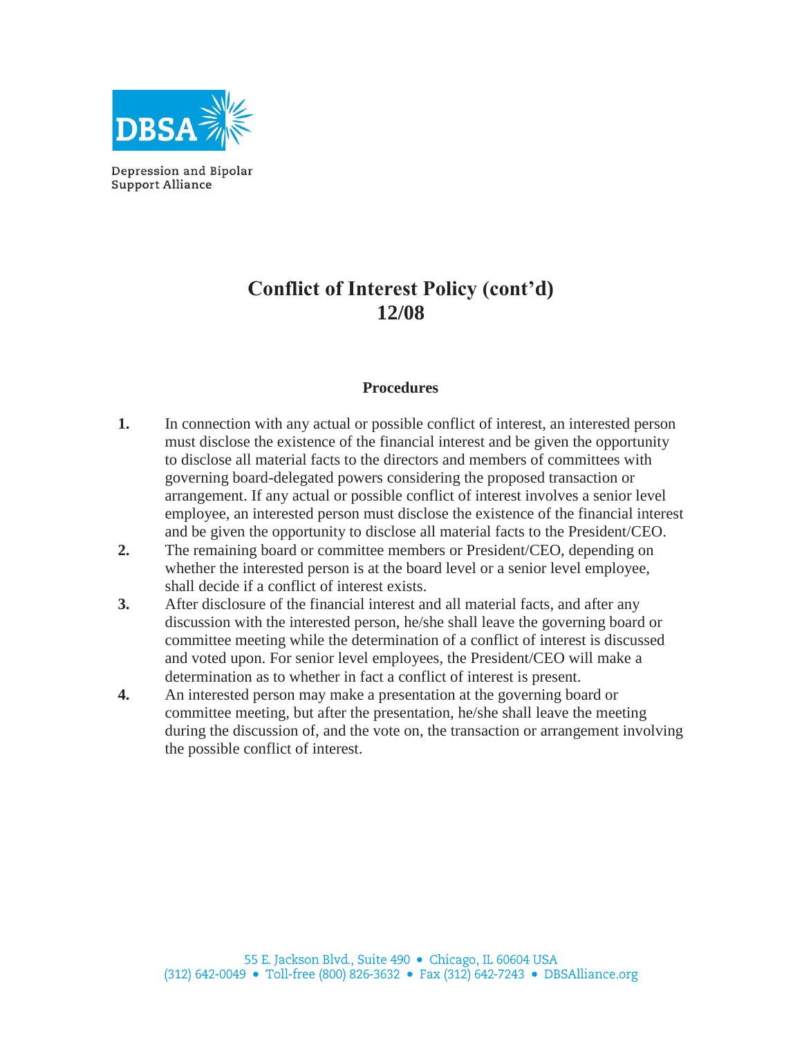Depression and Bipolar Support Alliance

# Conflict of Interest Policy (cont'd)
# 12/08

### Procedures

1. In connection with any actual or possible conflict of interest, an interested person must disclose the existence of the financial interest and be given the opportunity to disclose all material facts to the directors and members of committees with governing board-delegated powers considering the proposed transaction or arrangement. If any actual or possible conflict of interest involves a senior level employee, an interested person must disclose the existence of the financial interest and be given the opportunity to disclose all material facts to the President/CEO.
2. The remaining board or committee members or President/CEO, depending on whether the interested person is at the board level or a senior level employee, shall decide if a conflict of interest exists.
3. After disclosure of the financial interest and all material facts, and after any discussion with the interested person, he/she shall leave the governing board or committee meeting while the determination of a conflict of interest is discussed and voted upon. For senior level employees, the President/CEO will make a determination as to whether in fact a conflict of interest is present.
4. An interested person may make a presentation at the governing board or committee meeting, but after the presentation, he/she shall leave the meeting during the discussion of, and the vote on, the transaction or arrangement involving the possible conflict of interest.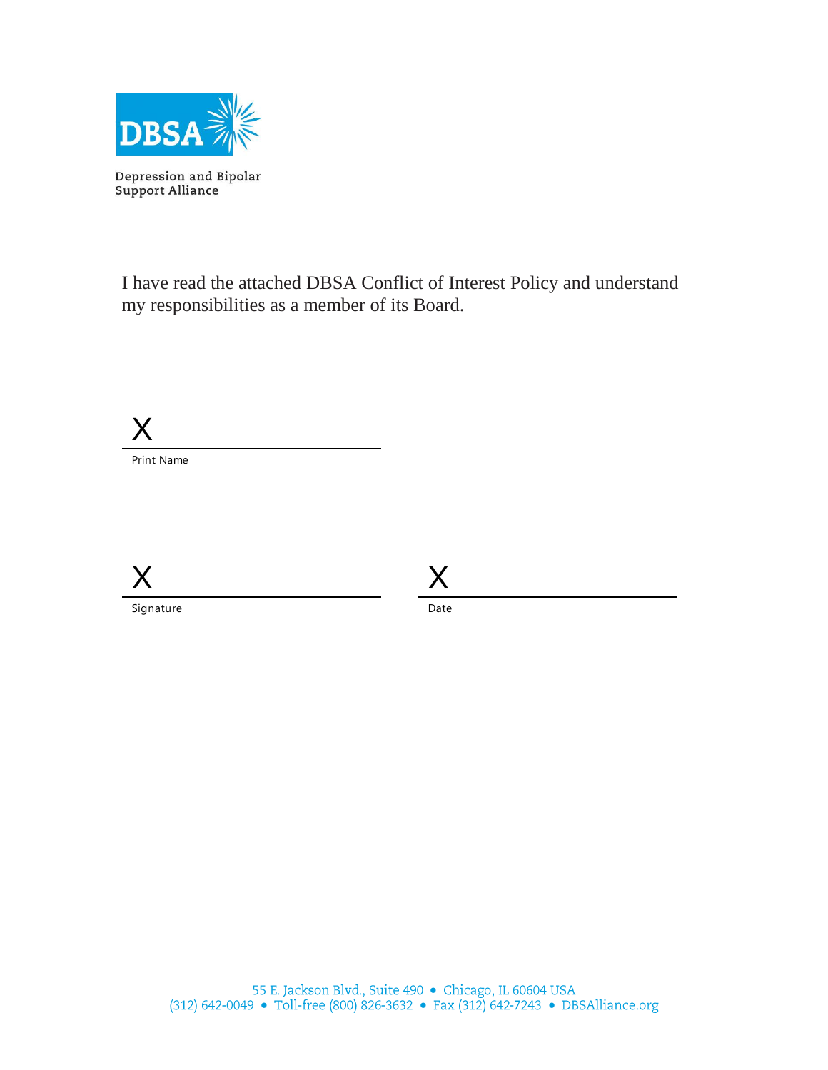DBSA

Depression and Bipolar Support Alliance

I have read the attached DBSA Conflict of Interest Policy and understand my responsibilities as a member of its Board.

X ______________________________

Print Name

X ______________________________

Signature

X ______________________________

Date

55 E. Jackson Blvd., Suite 490 • Chicago, IL 60604 USA
(312) 642-0049 • Toll-free (800) 826-3632 • Fax (312) 642-7243 • DBSAlliance.org